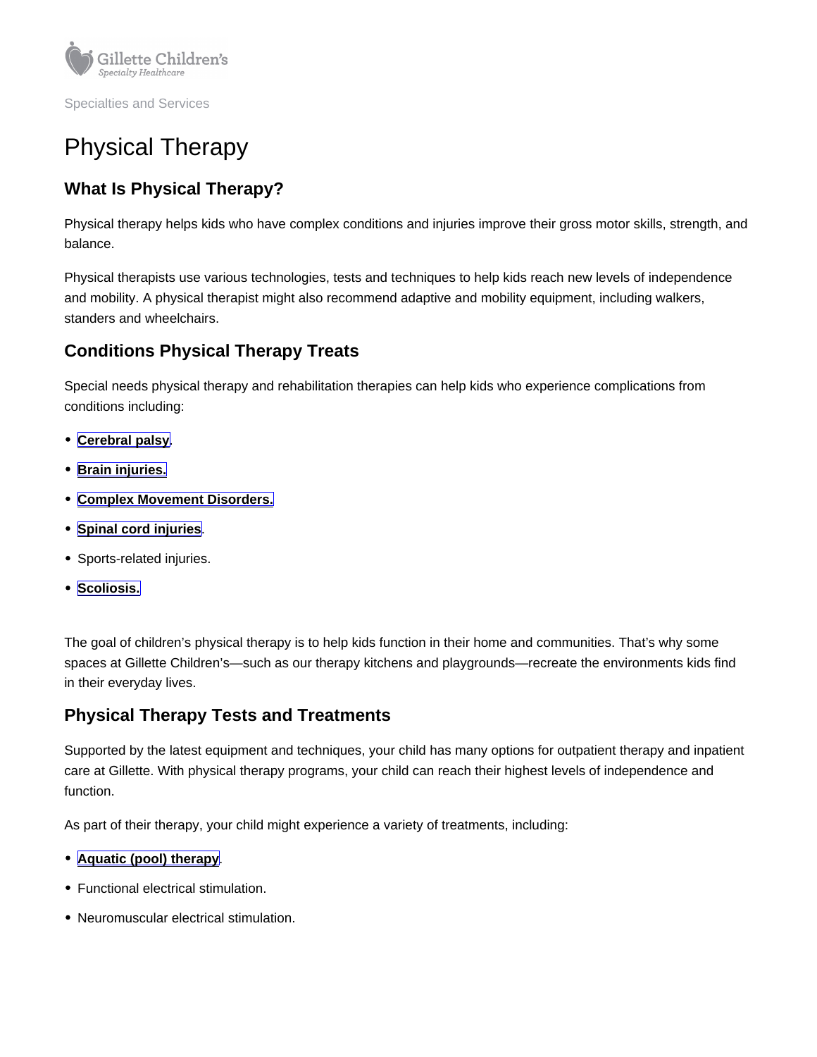Gillette Children's Specialty Healthcare

Specialties and Services

# Physical Therapy

## What Is Physical Therapy?

Physical therapy helps kids who have complex conditions and injuries improve their gross motor skills, strength, and balance.

Physical therapists use various technologies, tests and techniques to help kids reach new levels of independence and mobility. A physical therapist might also recommend adaptive and mobility equipment, including walkers, standers and wheelchairs.

## Conditions Physical Therapy Treats

Special needs physical therapy and rehabilitation therapies can help kids who experience complications from conditions including:

- **Cerebral palsy**.
- **Brain injuries.**
- **Complex Movement Disorders.**
- **Spinal cord injuries**.
- Sports-related injuries.
- **Scoliosis.**

The goal of children's physical therapy is to help kids function in their home and communities. That's why some spaces at Gillette Children's—such as our therapy kitchens and playgrounds—recreate the environments kids find in their everyday lives.

## Physical Therapy Tests and Treatments

Supported by the latest equipment and techniques, your child has many options for outpatient therapy and inpatient care at Gillette. With physical therapy programs, your child can reach their highest levels of independence and function.

As part of their therapy, your child might experience a variety of treatments, including:

- **Aquatic (pool) therapy**.
- Functional electrical stimulation.
- Neuromuscular electrical stimulation.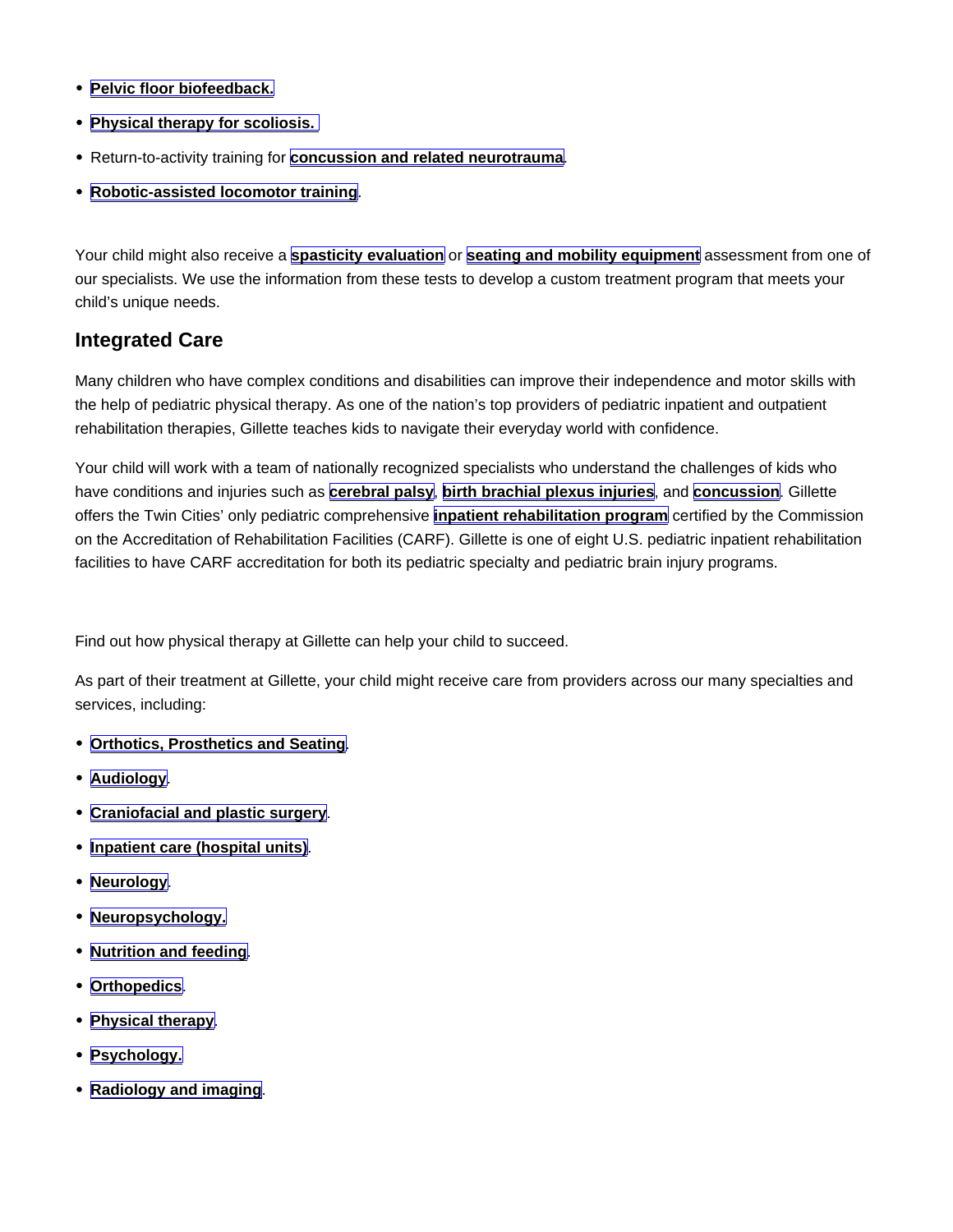- **Pelvic floor biofeedback.**
- **Physical therapy for scoliosis.**
- Return-to-activity training for **concussion and related neurotrauma**.
- **Robotic-assisted locomotor training**.

Your child might also receive a **spasticity evaluation** or **seating and mobility equipment** assessment from one of our specialists. We use the information from these tests to develop a custom treatment program that meets your child's unique needs.

## Integrated Care

Many children who have complex conditions and disabilities can improve their independence and motor skills with the help of pediatric physical therapy. As one of the nation's top providers of pediatric inpatient and outpatient rehabilitation therapies, Gillette teaches kids to navigate their everyday world with confidence.

Your child will work with a team of nationally recognized specialists who understand the challenges of kids who have conditions and injuries such as **cerebral palsy**, **birth brachial plexus injuries**, and **concussion**. Gillette offers the Twin Cities' only pediatric comprehensive **inpatient rehabilitation program** certified by the Commission on the Accreditation of Rehabilitation Facilities (CARF). Gillette is one of eight U.S. pediatric inpatient rehabilitation facilities to have CARF accreditation for both its pediatric specialty and pediatric brain injury programs.

Find out how physical therapy at Gillette can help your child to succeed.

As part of their treatment at Gillette, your child might receive care from providers across our many specialties and services, including:

- **Orthotics, Prosthetics and Seating**.
- **Audiology**.
- **Craniofacial and plastic surgery**.
- **Inpatient care (hospital units)**.
- **Neurology**.
- **Neuropsychology.**
- **Nutrition and feeding**.
- **Orthopedics**.
- **Physical therapy**.
- **Psychology.**
- **Radiology and imaging**.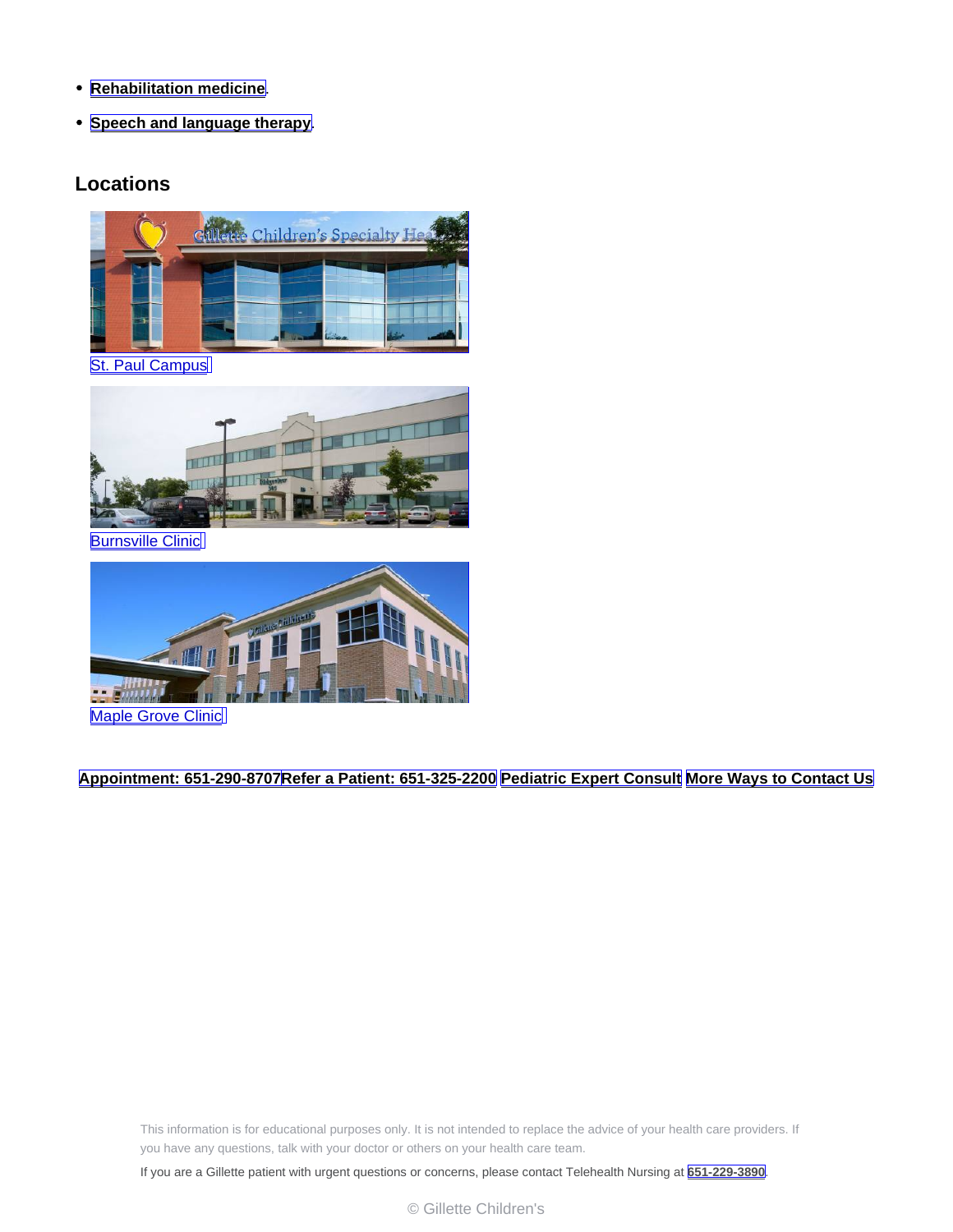- **Rehabilitation medicine**.
- **Speech and language therapy**.

## Locations

St. Paul Campus

Burnsville Clinic

Maple Grove Clinic

**Appointment: 651-290-8707** **Refer a Patient: 651-325-2200** **Pediatric Expert Consult** **More Ways to Contact Us**

This information is for educational purposes only. It is not intended to replace the advice of your health care providers. If you have any questions, talk with your doctor or others on your health care team.

If you are a Gillette patient with urgent questions or concerns, please contact Telehealth Nursing at **651-229-3890**.

© Gillette Children's